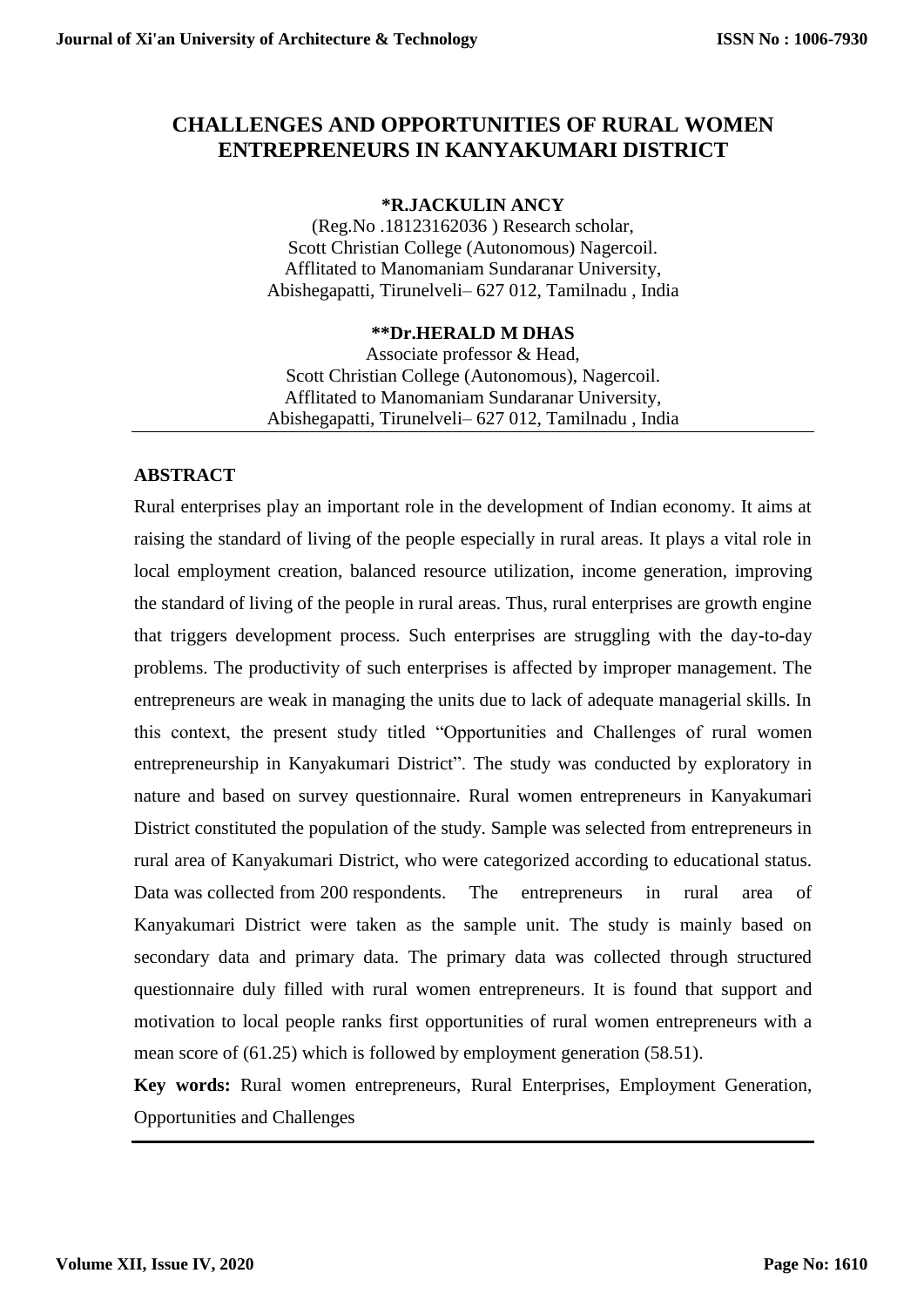# CHALLENGES AND OPPORTUNITIES OF RURAL WOMEN ENTREPRENEURS IN KANYAKUMARI DISTRICT

**\*R.JACKULIN ANCY**

(Reg.No .18123162036 ) Research scholar,
Scott Christian College (Autonomous) Nagercoil.
Afflitated to Manomaniam Sundaranar University,
Abishegapatti, Tirunelveli– 627 012, Tamilnadu , India

**\*\*Dr.HERALD M DHAS**

Associate professor & Head,
Scott Christian College (Autonomous), Nagercoil.
Afflitated to Manomaniam Sundaranar University,
Abishegapatti, Tirunelveli– 627 012, Tamilnadu , India

## ABSTRACT

Rural enterprises play an important role in the development of Indian economy. It aims at raising the standard of living of the people especially in rural areas. It plays a vital role in local employment creation, balanced resource utilization, income generation, improving the standard of living of the people in rural areas. Thus, rural enterprises are growth engine that triggers development process. Such enterprises are struggling with the day-to-day problems. The productivity of such enterprises is affected by improper management. The entrepreneurs are weak in managing the units due to lack of adequate managerial skills. In this context, the present study titled "Opportunities and Challenges of rural women entrepreneurship in Kanyakumari District". The study was conducted by exploratory in nature and based on survey questionnaire. Rural women entrepreneurs in Kanyakumari District constituted the population of the study. Sample was selected from entrepreneurs in rural area of Kanyakumari District, who were categorized according to educational status. Data was collected from 200 respondents. The entrepreneurs in rural area of Kanyakumari District were taken as the sample unit. The study is mainly based on secondary data and primary data. The primary data was collected through structured questionnaire duly filled with rural women entrepreneurs. It is found that support and motivation to local people ranks first opportunities of rural women entrepreneurs with a mean score of (61.25) which is followed by employment generation (58.51).

**Key words:** Rural women entrepreneurs, Rural Enterprises, Employment Generation, Opportunities and Challenges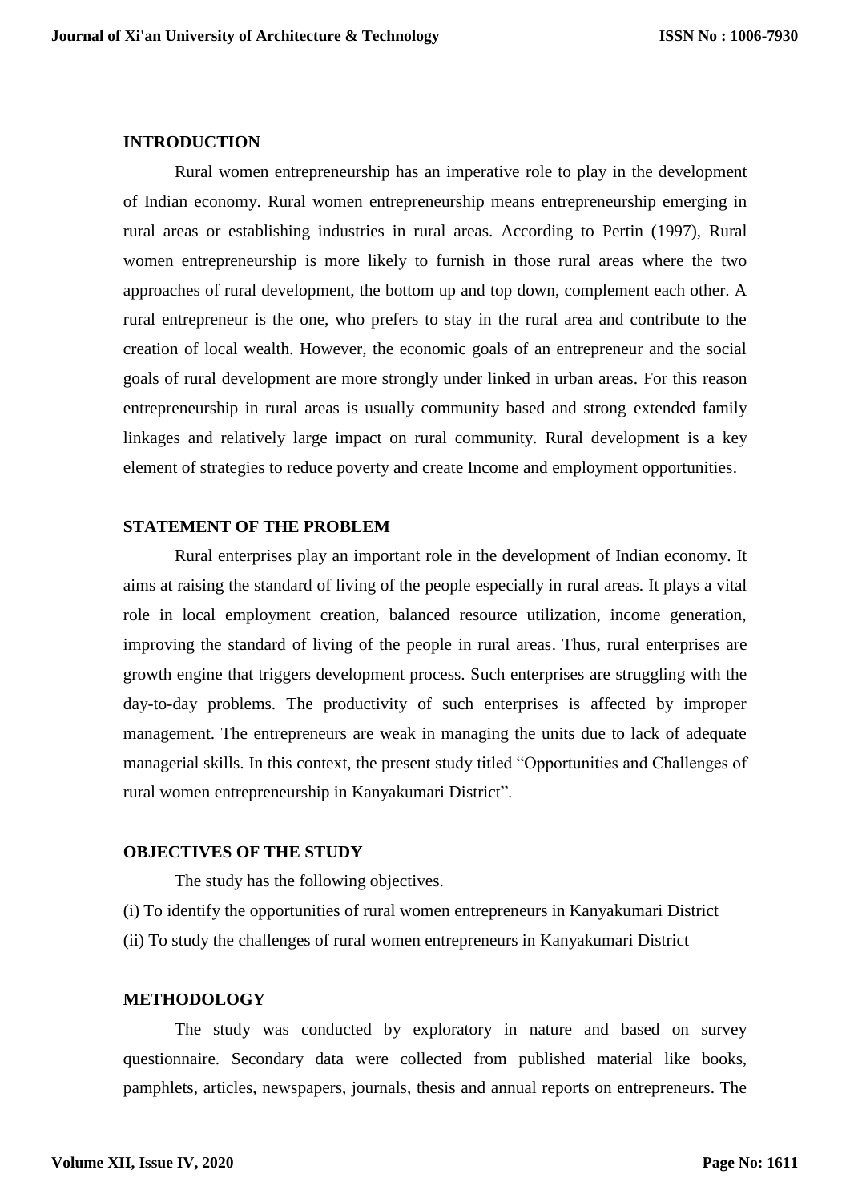## INTRODUCTION

Rural women entrepreneurship has an imperative role to play in the development of Indian economy. Rural women entrepreneurship means entrepreneurship emerging in rural areas or establishing industries in rural areas. According to Pertin (1997), Rural women entrepreneurship is more likely to furnish in those rural areas where the two approaches of rural development, the bottom up and top down, complement each other. A rural entrepreneur is the one, who prefers to stay in the rural area and contribute to the creation of local wealth. However, the economic goals of an entrepreneur and the social goals of rural development are more strongly under linked in urban areas. For this reason entrepreneurship in rural areas is usually community based and strong extended family linkages and relatively large impact on rural community. Rural development is a key element of strategies to reduce poverty and create Income and employment opportunities.

## STATEMENT OF THE PROBLEM

Rural enterprises play an important role in the development of Indian economy. It aims at raising the standard of living of the people especially in rural areas. It plays a vital role in local employment creation, balanced resource utilization, income generation, improving the standard of living of the people in rural areas. Thus, rural enterprises are growth engine that triggers development process. Such enterprises are struggling with the day-to-day problems. The productivity of such enterprises is affected by improper management. The entrepreneurs are weak in managing the units due to lack of adequate managerial skills. In this context, the present study titled "Opportunities and Challenges of rural women entrepreneurship in Kanyakumari District".

## OBJECTIVES OF THE STUDY

The study has the following objectives.

(i) To identify the opportunities of rural women entrepreneurs in Kanyakumari District

(ii) To study the challenges of rural women entrepreneurs in Kanyakumari District

## METHODOLOGY

The study was conducted by exploratory in nature and based on survey questionnaire. Secondary data were collected from published material like books, pamphlets, articles, newspapers, journals, thesis and annual reports on entrepreneurs. The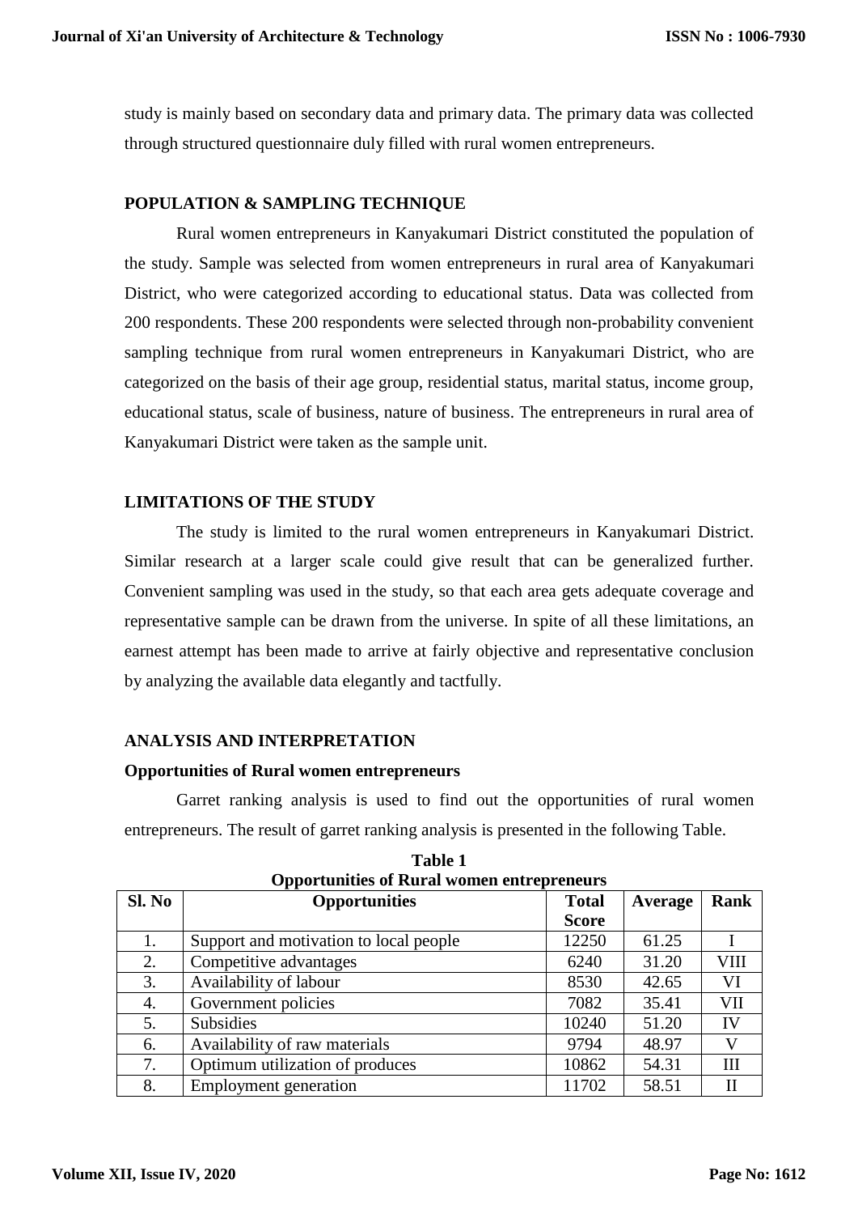study is mainly based on secondary data and primary data. The primary data was collected through structured questionnaire duly filled with rural women entrepreneurs.

## POPULATION & SAMPLING TECHNIQUE

Rural women entrepreneurs in Kanyakumari District constituted the population of the study. Sample was selected from women entrepreneurs in rural area of Kanyakumari District, who were categorized according to educational status. Data was collected from 200 respondents. These 200 respondents were selected through non-probability convenient sampling technique from rural women entrepreneurs in Kanyakumari District, who are categorized on the basis of their age group, residential status, marital status, income group, educational status, scale of business, nature of business. The entrepreneurs in rural area of Kanyakumari District were taken as the sample unit.

## LIMITATIONS OF THE STUDY

The study is limited to the rural women entrepreneurs in Kanyakumari District. Similar research at a larger scale could give result that can be generalized further. Convenient sampling was used in the study, so that each area gets adequate coverage and representative sample can be drawn from the universe. In spite of all these limitations, an earnest attempt has been made to arrive at fairly objective and representative conclusion by analyzing the available data elegantly and tactfully.

## ANALYSIS AND INTERPRETATION

### Opportunities of Rural women entrepreneurs

Garret ranking analysis is used to find out the opportunities of rural women entrepreneurs. The result of garret ranking analysis is presented in the following Table.

**Table 1**
**Opportunities of Rural women entrepreneurs**

| Sl. No | Opportunities | Total Score | Average | Rank |
|---|---|---|---|---|
| 1. | Support and motivation to local people | 12250 | 61.25 | I |
| 2. | Competitive advantages | 6240 | 31.20 | VIII |
| 3. | Availability of labour | 8530 | 42.65 | VI |
| 4. | Government policies | 7082 | 35.41 | VII |
| 5. | Subsidies | 10240 | 51.20 | IV |
| 6. | Availability of raw materials | 9794 | 48.97 | V |
| 7. | Optimum utilization of produces | 10862 | 54.31 | III |
| 8. | Employment generation | 11702 | 58.51 | II |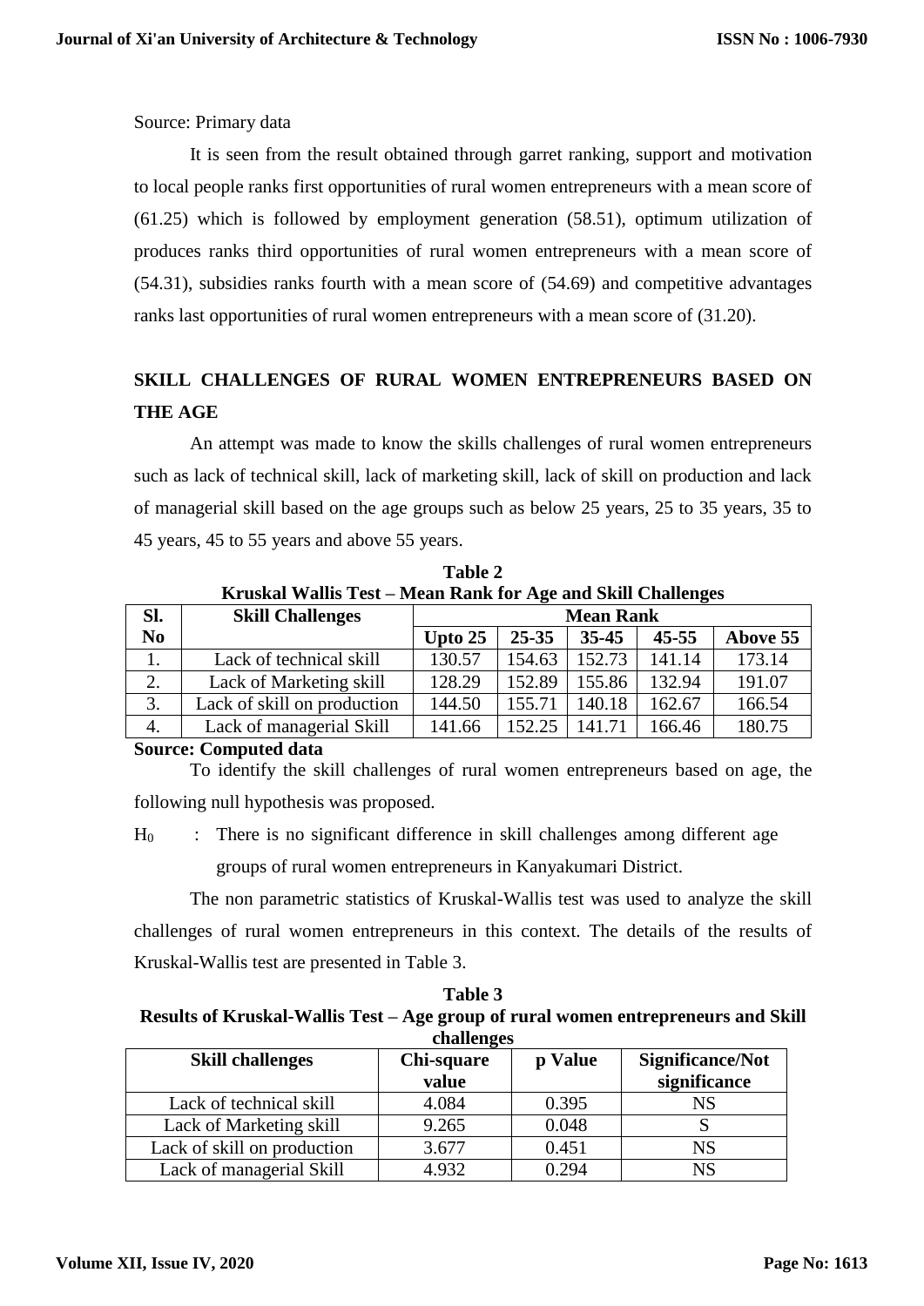Source: Primary data

It is seen from the result obtained through garret ranking, support and motivation to local people ranks first opportunities of rural women entrepreneurs with a mean score of (61.25) which is followed by employment generation (58.51), optimum utilization of produces ranks third opportunities of rural women entrepreneurs with a mean score of (54.31), subsidies ranks fourth with a mean score of (54.69) and competitive advantages ranks last opportunities of rural women entrepreneurs with a mean score of (31.20).

## SKILL CHALLENGES OF RURAL WOMEN ENTREPRENEURS BASED ON THE AGE

An attempt was made to know the skills challenges of rural women entrepreneurs such as lack of technical skill, lack of marketing skill, lack of skill on production and lack of managerial skill based on the age groups such as below 25 years, 25 to 35 years, 35 to 45 years, 45 to 55 years and above 55 years.

**Table 2**
**Kruskal Wallis Test – Mean Rank for Age and Skill Challenges**

| Sl. No | Skill Challenges | Mean Rank | | | | |
|---|---|---|---|---|---|---|
| | | Upto 25 | 25-35 | 35-45 | 45-55 | Above 55 |
| 1. | Lack of technical skill | 130.57 | 154.63 | 152.73 | 141.14 | 173.14 |
| 2. | Lack of Marketing skill | 128.29 | 152.89 | 155.86 | 132.94 | 191.07 |
| 3. | Lack of skill on production | 144.50 | 155.71 | 140.18 | 162.67 | 166.54 |
| 4. | Lack of managerial Skill | 141.66 | 152.25 | 141.71 | 166.46 | 180.75 |

**Source: Computed data**

To identify the skill challenges of rural women entrepreneurs based on age, the following null hypothesis was proposed.

$H_0$ : There is no significant difference in skill challenges among different age groups of rural women entrepreneurs in Kanyakumari District.

The non parametric statistics of Kruskal-Wallis test was used to analyze the skill challenges of rural women entrepreneurs in this context. The details of the results of Kruskal-Wallis test are presented in Table 3.

**Table 3**
**Results of Kruskal-Wallis Test – Age group of rural women entrepreneurs and Skill challenges**

| Skill challenges | Chi-square value | p Value | Significance/Not significance |
|---|---|---|---|
| Lack of technical skill | 4.084 | 0.395 | NS |
| Lack of Marketing skill | 9.265 | 0.048 | S |
| Lack of skill on production | 3.677 | 0.451 | NS |
| Lack of managerial Skill | 4.932 | 0.294 | NS |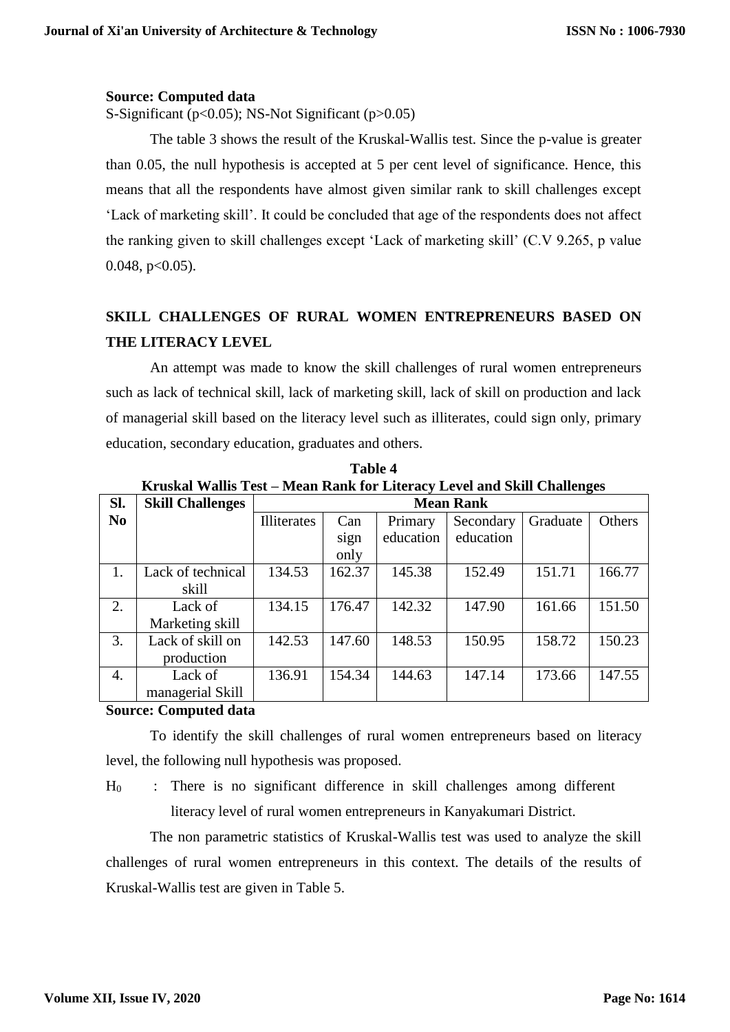**Source: Computed data**

S-Significant ($p<0.05$); NS-Not Significant ($p>0.05$)

The table 3 shows the result of the Kruskal-Wallis test. Since the p-value is greater than 0.05, the null hypothesis is accepted at 5 per cent level of significance. Hence, this means that all the respondents have almost given similar rank to skill challenges except 'Lack of marketing skill'. It could be concluded that age of the respondents does not affect the ranking given to skill challenges except 'Lack of marketing skill' (C.V 9.265, p value 0.048, $p<0.05$).

## SKILL CHALLENGES OF RURAL WOMEN ENTREPRENEURS BASED ON THE LITERACY LEVEL

An attempt was made to know the skill challenges of rural women entrepreneurs such as lack of technical skill, lack of marketing skill, lack of skill on production and lack of managerial skill based on the literacy level such as illiterates, could sign only, primary education, secondary education, graduates and others.

**Table 4**

**Kruskal Wallis Test – Mean Rank for Literacy Level and Skill Challenges**

| Sl. No | Skill Challenges | Mean Rank | | | | | |
|---|---|---|---|---|---|---|---|
| | | Illiterates | Can sign only | Primary education | Secondary education | Graduate | Others |
| 1. | Lack of technical skill | 134.53 | 162.37 | 145.38 | 152.49 | 151.71 | 166.77 |
| 2. | Lack of Marketing skill | 134.15 | 176.47 | 142.32 | 147.90 | 161.66 | 151.50 |
| 3. | Lack of skill on production | 142.53 | 147.60 | 148.53 | 150.95 | 158.72 | 150.23 |
| 4. | Lack of managerial Skill | 136.91 | 154.34 | 144.63 | 147.14 | 173.66 | 147.55 |

**Source: Computed data**

To identify the skill challenges of rural women entrepreneurs based on literacy level, the following null hypothesis was proposed.

$H_0$ : There is no significant difference in skill challenges among different literacy level of rural women entrepreneurs in Kanyakumari District.

The non parametric statistics of Kruskal-Wallis test was used to analyze the skill challenges of rural women entrepreneurs in this context. The details of the results of Kruskal-Wallis test are given in Table 5.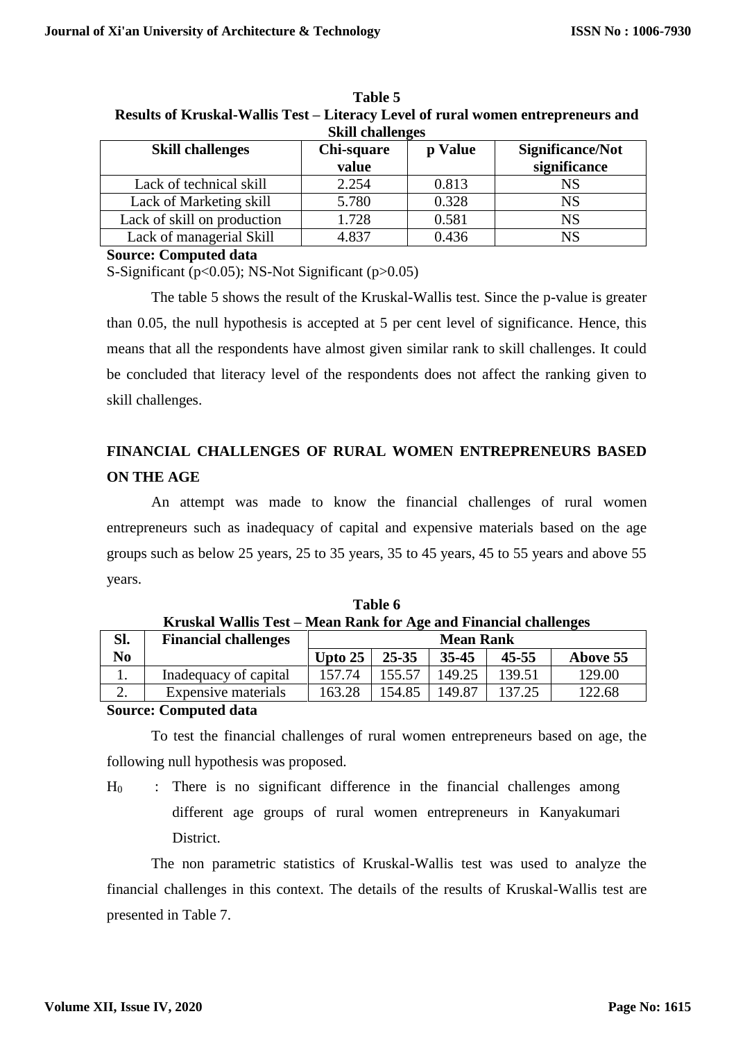**Table 5**

**Results of Kruskal-Wallis Test – Literacy Level of rural women entrepreneurs and Skill challenges**

| Skill challenges | Chi-square value | p Value | Significance/Not significance |
|---|---|---|---|
| Lack of technical skill | 2.254 | 0.813 | NS |
| Lack of Marketing skill | 5.780 | 0.328 | NS |
| Lack of skill on production | 1.728 | 0.581 | NS |
| Lack of managerial Skill | 4.837 | 0.436 | NS |

**Source: Computed data**

S-Significant ($p<0.05$); NS-Not Significant ($p>0.05$)

The table 5 shows the result of the Kruskal-Wallis test. Since the p-value is greater than 0.05, the null hypothesis is accepted at 5 per cent level of significance. Hence, this means that all the respondents have almost given similar rank to skill challenges. It could be concluded that literacy level of the respondents does not affect the ranking given to skill challenges.

## FINANCIAL CHALLENGES OF RURAL WOMEN ENTREPRENEURS BASED ON THE AGE

An attempt was made to know the financial challenges of rural women entrepreneurs such as inadequacy of capital and expensive materials based on the age groups such as below 25 years, 25 to 35 years, 35 to 45 years, 45 to 55 years and above 55 years.

**Table 6**

**Kruskal Wallis Test – Mean Rank for Age and Financial challenges**

| Sl. No | Financial challenges | Mean Rank | | | | |
|---|---|---|---|---|---|---|
| | | Upto 25 | 25-35 | 35-45 | 45-55 | Above 55 |
| 1. | Inadequacy of capital | 157.74 | 155.57 | 149.25 | 139.51 | 129.00 |
| 2. | Expensive materials | 163.28 | 154.85 | 149.87 | 137.25 | 122.68 |

**Source: Computed data**

To test the financial challenges of rural women entrepreneurs based on age, the following null hypothesis was proposed.

$H_0$ : There is no significant difference in the financial challenges among different age groups of rural women entrepreneurs in Kanyakumari District.

The non parametric statistics of Kruskal-Wallis test was used to analyze the financial challenges in this context. The details of the results of Kruskal-Wallis test are presented in Table 7.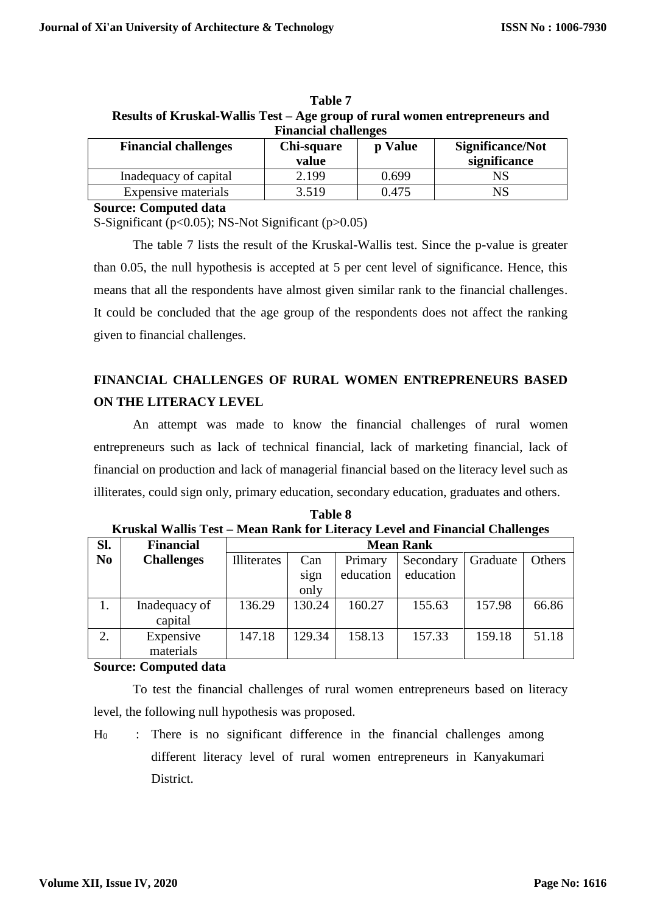**Table 7**
**Results of Kruskal-Wallis Test – Age group of rural women entrepreneurs and Financial challenges**

| Financial challenges | Chi-square value | p Value | Significance/Not significance |
|---|---|---|---|
| Inadequacy of capital | 2.199 | 0.699 | NS |
| Expensive materials | 3.519 | 0.475 | NS |

**Source: Computed data**

S-Significant ($p<0.05$); NS-Not Significant ($p>0.05$)

The table 7 lists the result of the Kruskal-Wallis test. Since the p-value is greater than 0.05, the null hypothesis is accepted at 5 per cent level of significance. Hence, this means that all the respondents have almost given similar rank to the financial challenges. It could be concluded that the age group of the respondents does not affect the ranking given to financial challenges.

## FINANCIAL CHALLENGES OF RURAL WOMEN ENTREPRENEURS BASED ON THE LITERACY LEVEL

An attempt was made to know the financial challenges of rural women entrepreneurs such as lack of technical financial, lack of marketing financial, lack of financial on production and lack of managerial financial based on the literacy level such as illiterates, could sign only, primary education, secondary education, graduates and others.

**Table 8**
**Kruskal Wallis Test – Mean Rank for Literacy Level and Financial Challenges**

| Sl. No | Financial Challenges | Mean Rank | | | | | |
|---|---|---|---|---|---|---|---|
| | | Illiterates | Can sign only | Primary education | Secondary education | Graduate | Others |
| 1. | Inadequacy of capital | 136.29 | 130.24 | 160.27 | 155.63 | 157.98 | 66.86 |
| 2. | Expensive materials | 147.18 | 129.34 | 158.13 | 157.33 | 159.18 | 51.18 |

**Source: Computed data**

To test the financial challenges of rural women entrepreneurs based on literacy level, the following null hypothesis was proposed.

$H_0$ : There is no significant difference in the financial challenges among different literacy level of rural women entrepreneurs in Kanyakumari District.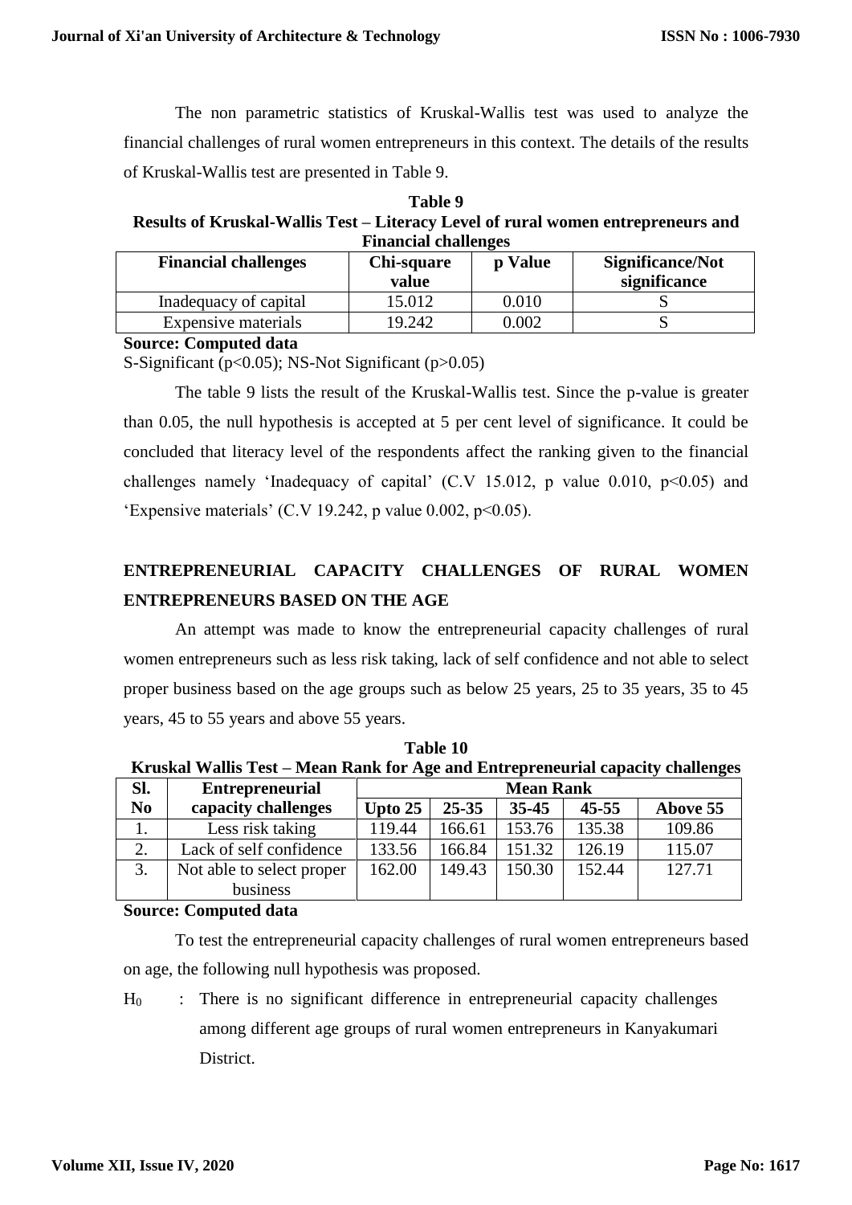The non parametric statistics of Kruskal-Wallis test was used to analyze the financial challenges of rural women entrepreneurs in this context. The details of the results of Kruskal-Wallis test are presented in Table 9.

**Table 9**
**Results of Kruskal-Wallis Test – Literacy Level of rural women entrepreneurs and Financial challenges**

| Financial challenges | Chi-square value | p Value | Significance/Not significance |
|---|---|---|---|
| Inadequacy of capital | 15.012 | 0.010 | S |
| Expensive materials | 19.242 | 0.002 | S |

**Source: Computed data**

S-Significant ($p<0.05$); NS-Not Significant ($p>0.05$)

The table 9 lists the result of the Kruskal-Wallis test. Since the p-value is greater than 0.05, the null hypothesis is accepted at 5 per cent level of significance. It could be concluded that literacy level of the respondents affect the ranking given to the financial challenges namely 'Inadequacy of capital' (C.V 15.012, p value 0.010, $p<0.05$) and 'Expensive materials' (C.V 19.242, p value 0.002, $p<0.05$).

## ENTREPRENEURIAL CAPACITY CHALLENGES OF RURAL WOMEN ENTREPRENEURS BASED ON THE AGE

An attempt was made to know the entrepreneurial capacity challenges of rural women entrepreneurs such as less risk taking, lack of self confidence and not able to select proper business based on the age groups such as below 25 years, 25 to 35 years, 35 to 45 years, 45 to 55 years and above 55 years.

**Table 10**
**Kruskal Wallis Test – Mean Rank for Age and Entrepreneurial capacity challenges**

| Sl. No | Entrepreneurial capacity challenges | Mean Rank | | | | |
|---|---|---|---|---|---|---|
| | | Upto 25 | 25-35 | 35-45 | 45-55 | Above 55 |
| 1. | Less risk taking | 119.44 | 166.61 | 153.76 | 135.38 | 109.86 |
| 2. | Lack of self confidence | 133.56 | 166.84 | 151.32 | 126.19 | 115.07 |
| 3. | Not able to select proper business | 162.00 | 149.43 | 150.30 | 152.44 | 127.71 |

**Source: Computed data**

To test the entrepreneurial capacity challenges of rural women entrepreneurs based on age, the following null hypothesis was proposed.

$H_0$ : There is no significant difference in entrepreneurial capacity challenges among different age groups of rural women entrepreneurs in Kanyakumari District.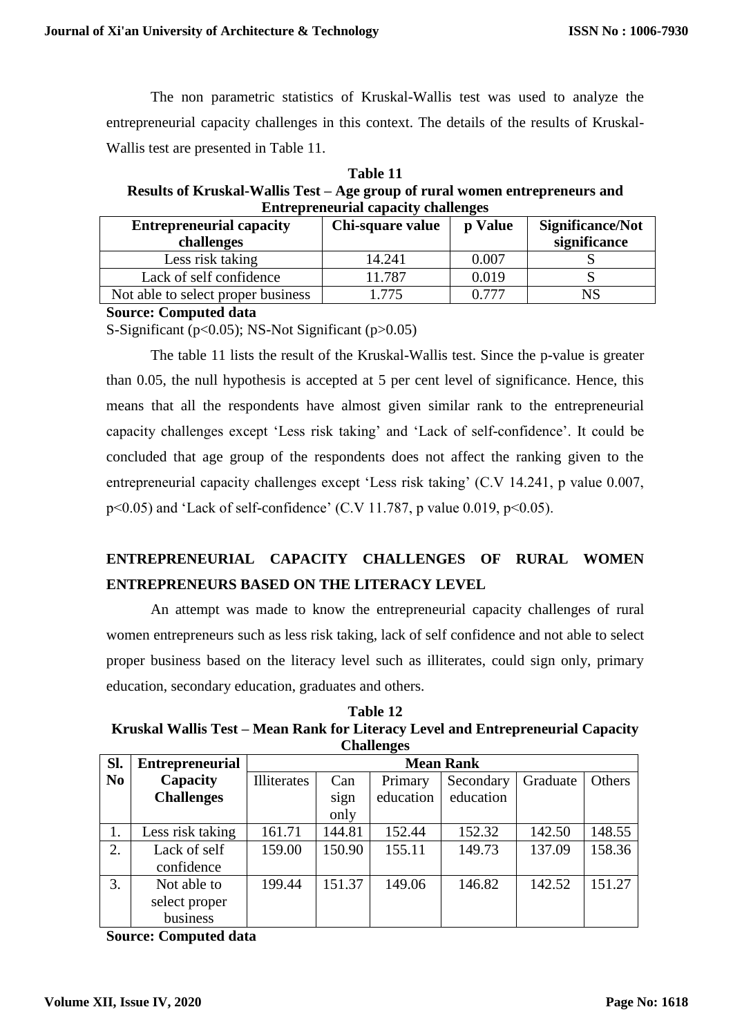The non parametric statistics of Kruskal-Wallis test was used to analyze the entrepreneurial capacity challenges in this context. The details of the results of Kruskal-Wallis test are presented in Table 11.

**Table 11**
**Results of Kruskal-Wallis Test – Age group of rural women entrepreneurs and Entrepreneurial capacity challenges**

| Entrepreneurial capacity challenges | Chi-square value | p Value | Significance/Not significance |
|---|---|---|---|
| Less risk taking | 14.241 | 0.007 | S |
| Lack of self confidence | 11.787 | 0.019 | S |
| Not able to select proper business | 1.775 | 0.777 | NS |

**Source: Computed data**

S-Significant ($p<0.05$); NS-Not Significant ($p>0.05$)

The table 11 lists the result of the Kruskal-Wallis test. Since the p-value is greater than 0.05, the null hypothesis is accepted at 5 per cent level of significance. Hence, this means that all the respondents have almost given similar rank to the entrepreneurial capacity challenges except 'Less risk taking' and 'Lack of self-confidence'. It could be concluded that age group of the respondents does not affect the ranking given to the entrepreneurial capacity challenges except 'Less risk taking' (C.V 14.241, p value 0.007, $p<0.05$) and 'Lack of self-confidence' (C.V 11.787, p value 0.019, $p<0.05$).

## ENTREPRENEURIAL CAPACITY CHALLENGES OF RURAL WOMEN ENTREPRENEURS BASED ON THE LITERACY LEVEL

An attempt was made to know the entrepreneurial capacity challenges of rural women entrepreneurs such as less risk taking, lack of self confidence and not able to select proper business based on the literacy level such as illiterates, could sign only, primary education, secondary education, graduates and others.

**Table 12**
**Kruskal Wallis Test – Mean Rank for Literacy Level and Entrepreneurial Capacity Challenges**

| Sl. No | Entrepreneurial Capacity Challenges | Mean Rank | | | | | |
|---|---|---|---|---|---|---|---|
| | | Illiterates | Can sign only | Primary education | Secondary education | Graduate | Others |
| 1. | Less risk taking | 161.71 | 144.81 | 152.44 | 152.32 | 142.50 | 148.55 |
| 2. | Lack of self confidence | 159.00 | 150.90 | 155.11 | 149.73 | 137.09 | 158.36 |
| 3. | Not able to select proper business | 199.44 | 151.37 | 149.06 | 146.82 | 142.52 | 151.27 |

**Source: Computed data**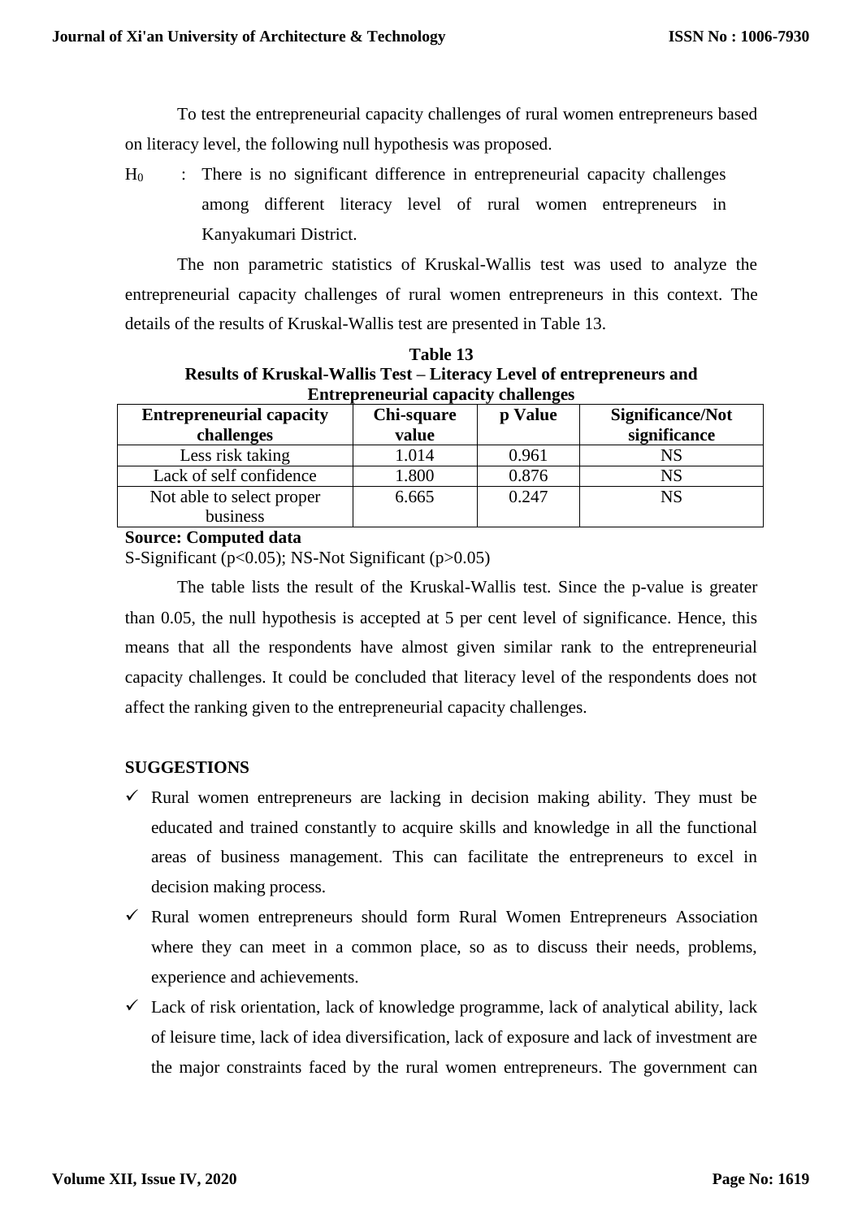To test the entrepreneurial capacity challenges of rural women entrepreneurs based on literacy level, the following null hypothesis was proposed.

$H_0$ : There is no significant difference in entrepreneurial capacity challenges among different literacy level of rural women entrepreneurs in Kanyakumari District.

The non parametric statistics of Kruskal-Wallis test was used to analyze the entrepreneurial capacity challenges of rural women entrepreneurs in this context. The details of the results of Kruskal-Wallis test are presented in Table 13.

**Table 13**
**Results of Kruskal-Wallis Test – Literacy Level of entrepreneurs and Entrepreneurial capacity challenges**

| Entrepreneurial capacity challenges | Chi-square value | p Value | Significance/Not significance |
|---|---|---|---|
| Less risk taking | 1.014 | 0.961 | NS |
| Lack of self confidence | 1.800 | 0.876 | NS |
| Not able to select proper business | 6.665 | 0.247 | NS |

**Source: Computed data**

S-Significant ($p<0.05$); NS-Not Significant ($p>0.05$)

The table lists the result of the Kruskal-Wallis test. Since the p-value is greater than 0.05, the null hypothesis is accepted at 5 per cent level of significance. Hence, this means that all the respondents have almost given similar rank to the entrepreneurial capacity challenges. It could be concluded that literacy level of the respondents does not affect the ranking given to the entrepreneurial capacity challenges.

## SUGGESTIONS

- ✓ Rural women entrepreneurs are lacking in decision making ability. They must be educated and trained constantly to acquire skills and knowledge in all the functional areas of business management. This can facilitate the entrepreneurs to excel in decision making process.
- ✓ Rural women entrepreneurs should form Rural Women Entrepreneurs Association where they can meet in a common place, so as to discuss their needs, problems, experience and achievements.
- ✓ Lack of risk orientation, lack of knowledge programme, lack of analytical ability, lack of leisure time, lack of idea diversification, lack of exposure and lack of investment are the major constraints faced by the rural women entrepreneurs. The government can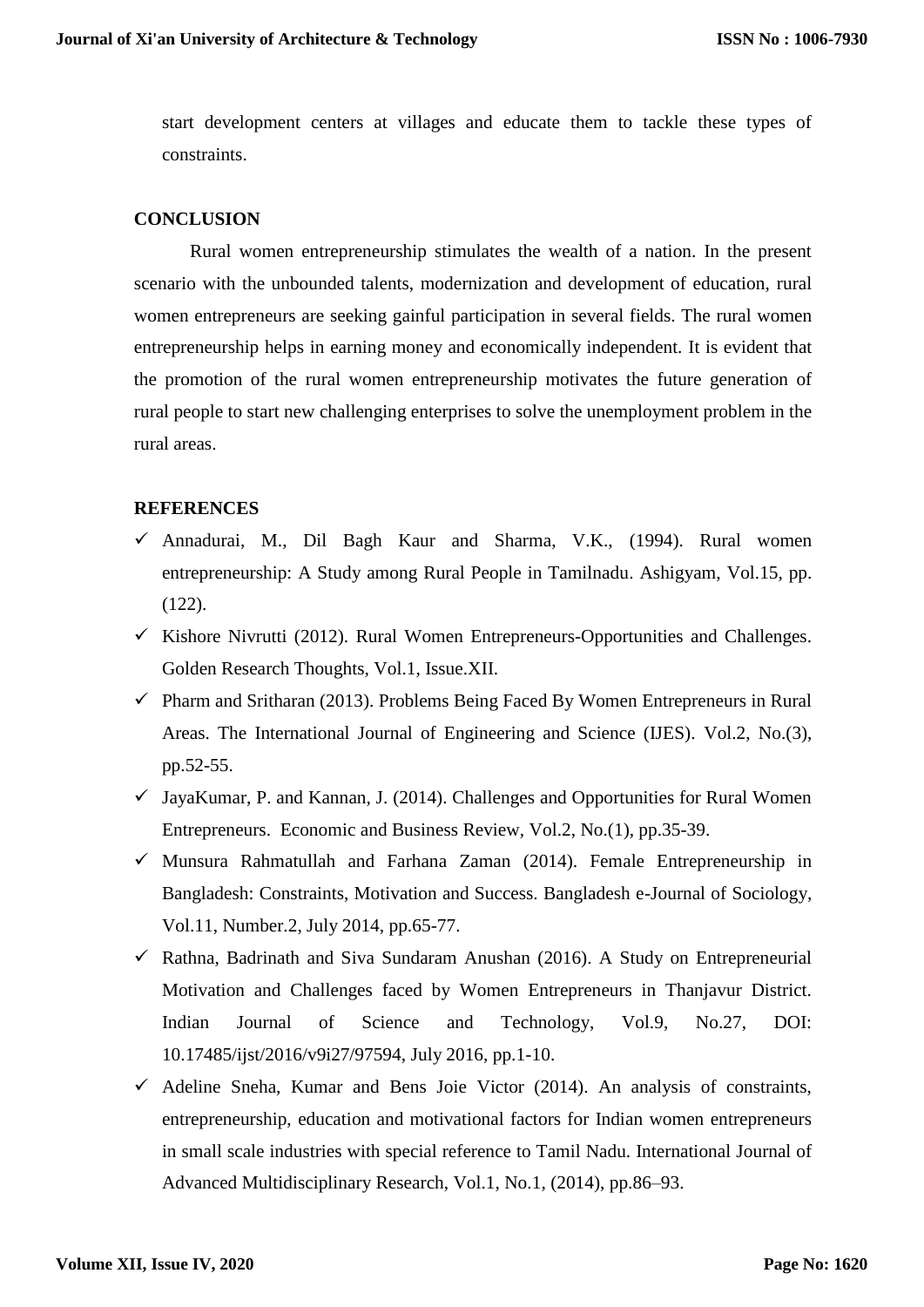start development centers at villages and educate them to tackle these types of constraints.

## CONCLUSION

Rural women entrepreneurship stimulates the wealth of a nation. In the present scenario with the unbounded talents, modernization and development of education, rural women entrepreneurs are seeking gainful participation in several fields. The rural women entrepreneurship helps in earning money and economically independent. It is evident that the promotion of the rural women entrepreneurship motivates the future generation of rural people to start new challenging enterprises to solve the unemployment problem in the rural areas.

## REFERENCES

- ✓ Annadurai, M., Dil Bagh Kaur and Sharma, V.K., (1994). Rural women entrepreneurship: A Study among Rural People in Tamilnadu. Ashigyam, Vol.15, pp.(122).
- ✓ Kishore Nivrutti (2012). Rural Women Entrepreneurs-Opportunities and Challenges. Golden Research Thoughts, Vol.1, Issue.XII.
- ✓ Pharm and Sritharan (2013). Problems Being Faced By Women Entrepreneurs in Rural Areas. The International Journal of Engineering and Science (IJES). Vol.2, No.(3), pp.52-55.
- ✓ JayaKumar, P. and Kannan, J. (2014). Challenges and Opportunities for Rural Women Entrepreneurs. Economic and Business Review, Vol.2, No.(1), pp.35-39.
- ✓ Munsura Rahmatullah and Farhana Zaman (2014). Female Entrepreneurship in Bangladesh: Constraints, Motivation and Success. Bangladesh e-Journal of Sociology, Vol.11, Number.2, July 2014, pp.65-77.
- ✓ Rathna, Badrinath and Siva Sundaram Anushan (2016). A Study on Entrepreneurial Motivation and Challenges faced by Women Entrepreneurs in Thanjavur District. Indian Journal of Science and Technology, Vol.9, No.27, DOI: 10.17485/ijst/2016/v9i27/97594, July 2016, pp.1-10.
- ✓ Adeline Sneha, Kumar and Bens Joie Victor (2014). An analysis of constraints, entrepreneurship, education and motivational factors for Indian women entrepreneurs in small scale industries with special reference to Tamil Nadu. International Journal of Advanced Multidisciplinary Research, Vol.1, No.1, (2014), pp.86–93.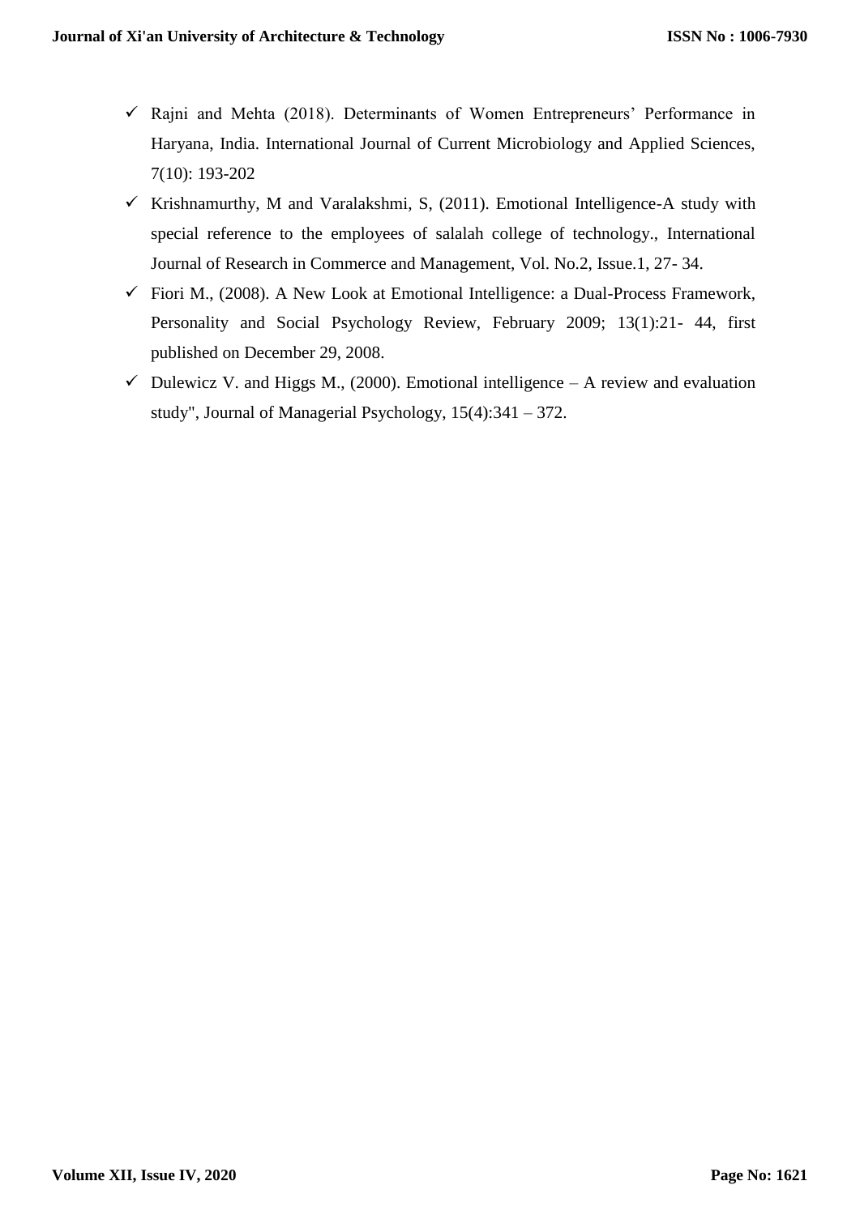- Rajni and Mehta (2018). Determinants of Women Entrepreneurs' Performance in Haryana, India. International Journal of Current Microbiology and Applied Sciences, 7(10): 193-202
- Krishnamurthy, M and Varalakshmi, S, (2011). Emotional Intelligence-A study with special reference to the employees of salalah college of technology., International Journal of Research in Commerce and Management, Vol. No.2, Issue.1, 27- 34.
- Fiori M., (2008). A New Look at Emotional Intelligence: a Dual-Process Framework, Personality and Social Psychology Review, February 2009; 13(1):21- 44, first published on December 29, 2008.
- Dulewicz V. and Higgs M., (2000). Emotional intelligence – A review and evaluation study", Journal of Managerial Psychology, 15(4):341 – 372.